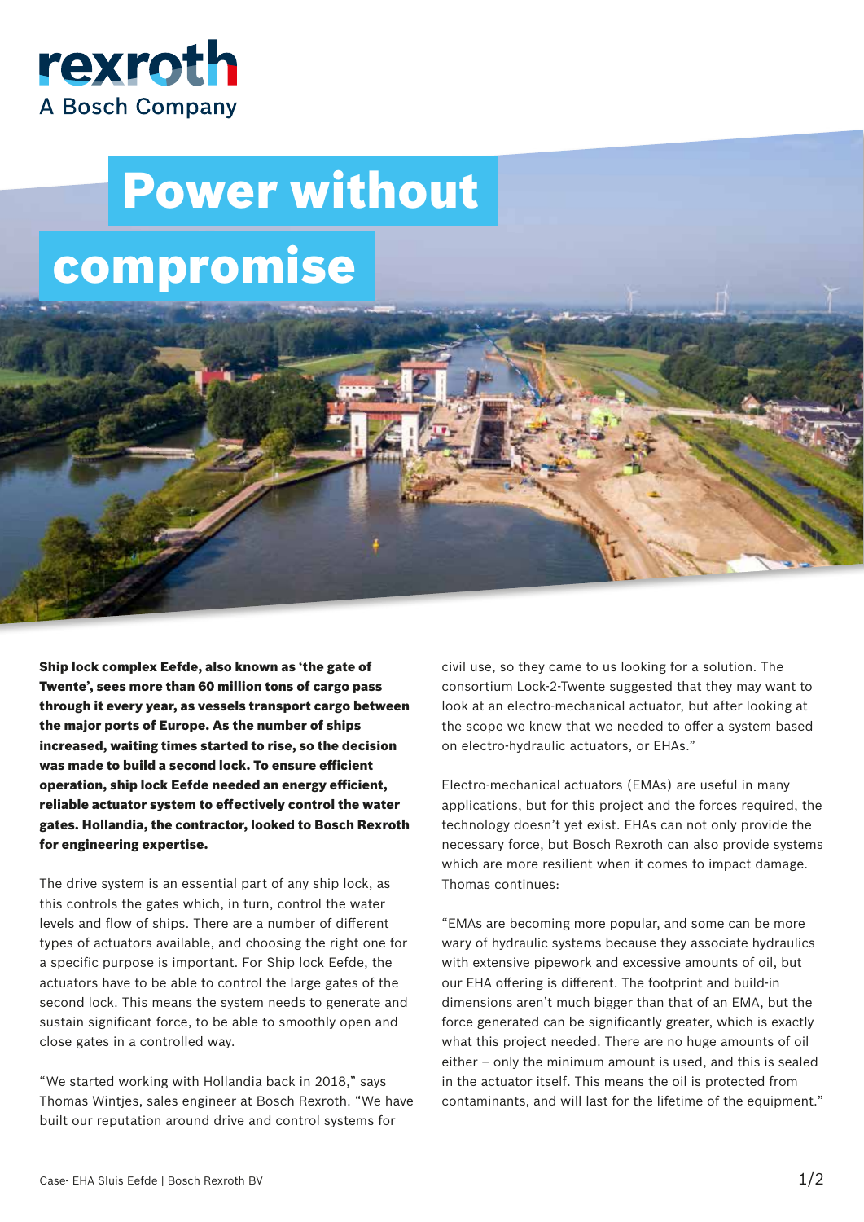# Power without compromise

**Ship lock complex Eefde, also known as 'the gate of Twente', sees more than 60 million tons of cargo pass through it every year, as vessels transport cargo between the major ports of Europe. As the number of ships increased, waiting times started to rise, so the decision was made to build a second lock. To ensure efficient operation, ship lock Eefde needed an energy efficient, reliable actuator system to effectively control the water gates. Hollandia, the contractor, looked to Bosch Rexroth for engineering expertise.**

The drive system is an essential part of any ship lock, as this controls the gates which, in turn, control the water levels and flow of ships. There are a number of different types of actuators available, and choosing the right one for a specific purpose is important. For Ship lock Eefde, the actuators have to be able to control the large gates of the second lock. This means the system needs to generate and sustain significant force, to be able to smoothly open and close gates in a controlled way.

"We started working with Hollandia back in 2018," says Thomas Wintjes, sales engineer at Bosch Rexroth. "We have built our reputation around drive and control systems for civil use, so they came to us looking for a solution. The consortium Lock-2-Twente suggested that they may want to look at an electro-mechanical actuator, but after looking at the scope we knew that we needed to offer a system based on electro-hydraulic actuators, or EHAs."

Electro-mechanical actuators (EMAs) are useful in many applications, but for this project and the forces required, the technology doesn't yet exist. EHAs can not only provide the necessary force, but Bosch Rexroth can also provide systems which are more resilient when it comes to impact damage. Thomas continues:

"EMAs are becoming more popular, and some can be more wary of hydraulic systems because they associate hydraulics with extensive pipework and excessive amounts of oil, but our EHA offering is different. The footprint and build-in dimensions aren't much bigger than that of an EMA, but the force generated can be significantly greater, which is exactly what this project needed. There are no huge amounts of oil either – only the minimum amount is used, and this is sealed in the actuator itself. This means the oil is protected from contaminants, and will last for the lifetime of the equipment."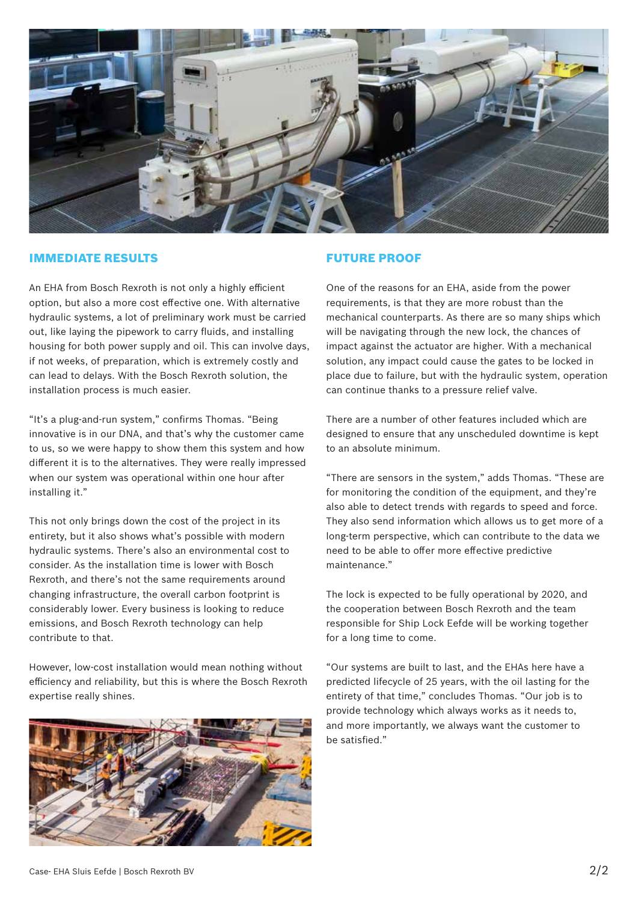## IMMEDIATE RESULTS

An EHA from Bosch Rexroth is not only a highly efficient option, but also a more cost effective one. With alternative hydraulic systems, a lot of preliminary work must be carried out, like laying the pipework to carry fluids, and installing housing for both power supply and oil. This can involve days, if not weeks, of preparation, which is extremely costly and can lead to delays. With the Bosch Rexroth solution, the installation process is much easier.

"It's a plug-and-run system," confirms Thomas. "Being innovative is in our DNA, and that's why the customer came to us, so we were happy to show them this system and how different it is to the alternatives. They were really impressed when our system was operational within one hour after installing it."

This not only brings down the cost of the project in its entirety, but it also shows what's possible with modern hydraulic systems. There's also an environmental cost to consider. As the installation time is lower with Bosch Rexroth, and there's not the same requirements around changing infrastructure, the overall carbon footprint is considerably lower. Every business is looking to reduce emissions, and Bosch Rexroth technology can help contribute to that.

However, low-cost installation would mean nothing without efficiency and reliability, but this is where the Bosch Rexroth expertise really shines.

## FUTURE PROOF

One of the reasons for an EHA, aside from the power requirements, is that they are more robust than the mechanical counterparts. As there are so many ships which will be navigating through the new lock, the chances of impact against the actuator are higher. With a mechanical solution, any impact could cause the gates to be locked in place due to failure, but with the hydraulic system, operation can continue thanks to a pressure relief valve.

There are a number of other features included which are designed to ensure that any unscheduled downtime is kept to an absolute minimum.

"There are sensors in the system," adds Thomas. "These are for monitoring the condition of the equipment, and they're also able to detect trends with regards to speed and force. They also send information which allows us to get more of a long-term perspective, which can contribute to the data we need to be able to offer more effective predictive maintenance."

The lock is expected to be fully operational by 2020, and the cooperation between Bosch Rexroth and the team responsible for Ship Lock Eefde will be working together for a long time to come.

"Our systems are built to last, and the EHAs here have a predicted lifecycle of 25 years, with the oil lasting for the entirety of that time," concludes Thomas. "Our job is to provide technology which always works as it needs to, and more importantly, we always want the customer to be satisfied."